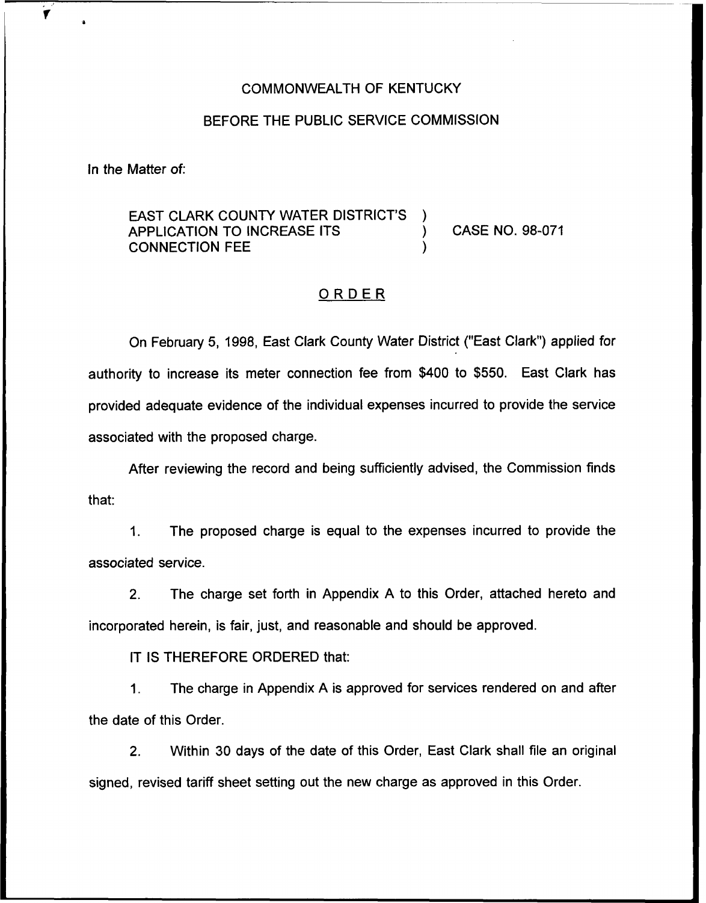COMMONWEALTH OF KENTUCKY

BEFORE THE PUBLIC SERVICE COMMISSION

In the Matter of:

EAST CLARK COUNTY WATER DISTRICT'S APPLICATION TO INCREASE ITS CONNECTION FEE ) CASE NO. 98-071

## ORDER

On February 5, 1998, East Clark County Water District ("East Clark") applied for authority to increase its meter connection fee from $400 to $550. East Clark has provided adequate evidence of the individual expenses incurred to provide the service associated with the proposed charge.

After reviewing the record and being sufficiently advised, the Commission finds that:

1. The proposed charge is equal to the expenses incurred to provide the associated service.

2. The charge set forth in Appendix A to this Order, attached hereto and incorporated herein, is fair, just, and reasonable and should be approved.

IT IS THEREFORE ORDERED that:

1. The charge in Appendix A is approved for services rendered on and after the date of this Order.

2. Within 30 days of the date of this Order, East Clark shall file an original signed, revised tariff sheet setting out the new charge as approved in this Order.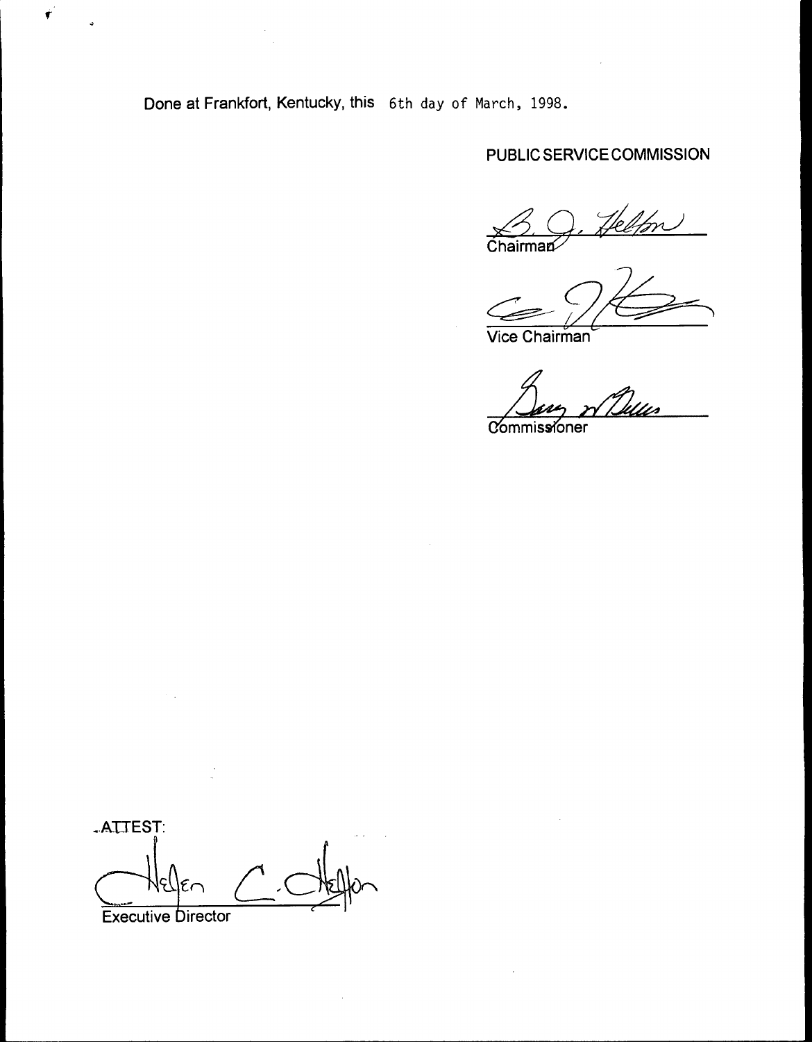Done at Frankfort, Kentucky, this 6th day of March, 1998.

PUBLIC SERVICE COMMISSION

Chairman

Vice Chairman

Commissioner

ATTEST:

Executive Director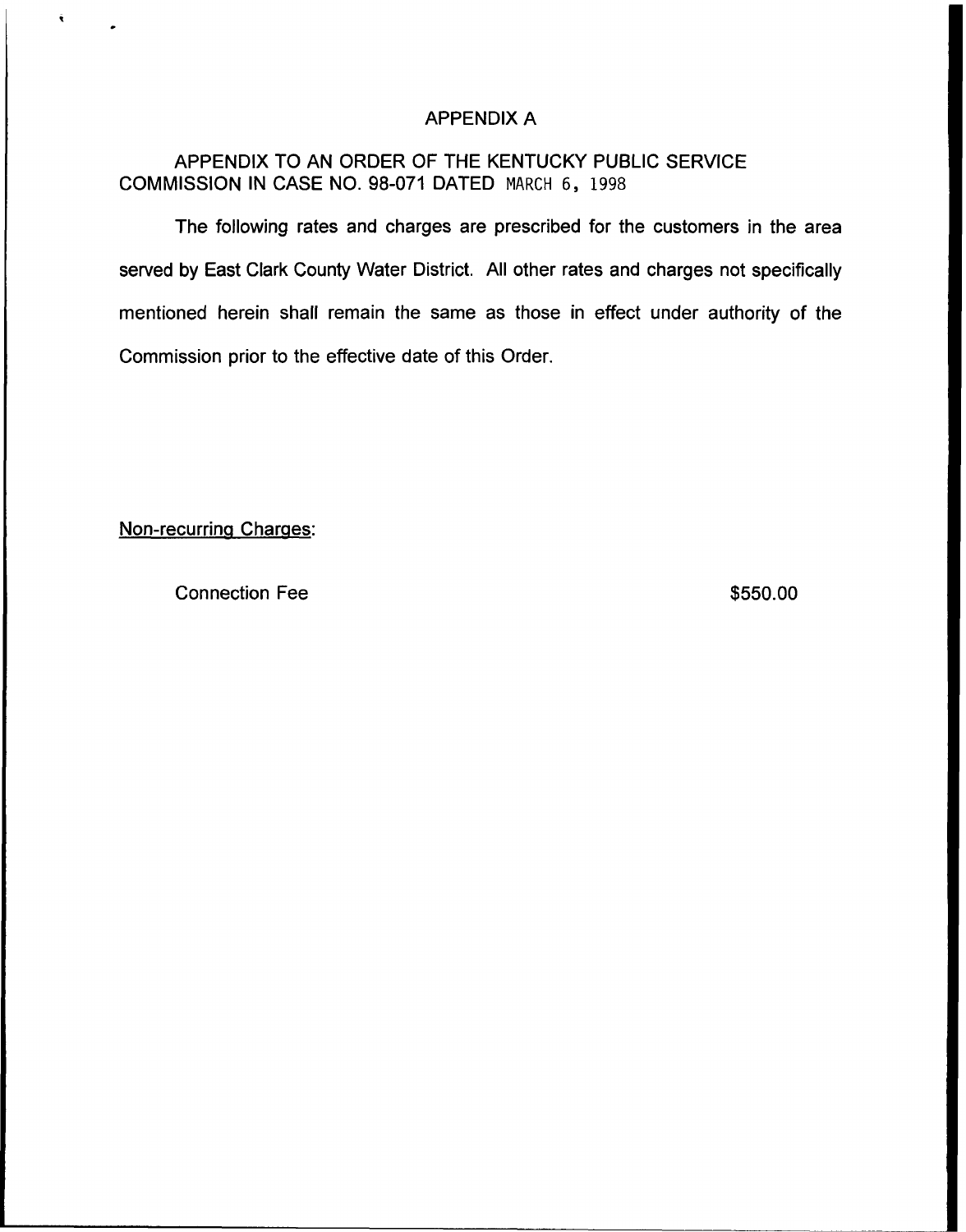# APPENDIX A

APPENDIX TO AN ORDER OF THE KENTUCKY PUBLIC SERVICE COMMISSION IN CASE NO. 98-071 DATED MARCH 6, 1998

The following rates and charges are prescribed for the customers in the area served by East Clark County Water District. All other rates and charges not specifically mentioned herein shall remain the same as those in effect under authority of the Commission prior to the effective date of this Order.

Non-recurring Charges:

| | |
|---|---|
| Connection Fee | $550.00 |